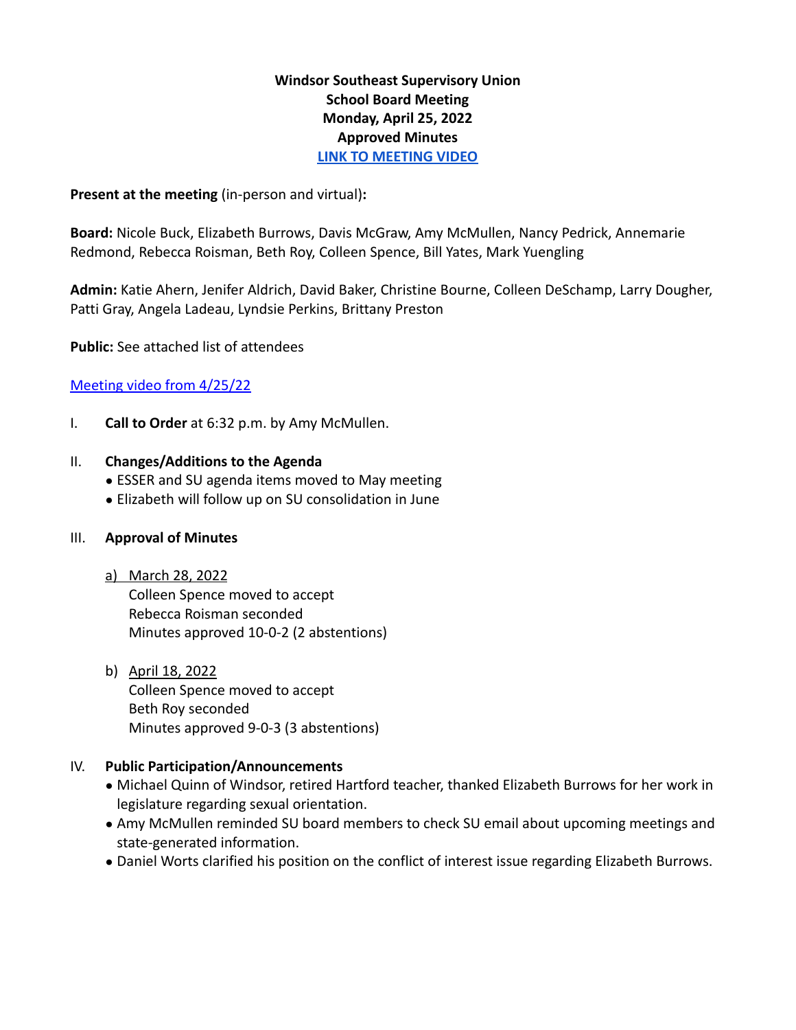**Windsor Southeast Supervisory Union**
**School Board Meeting**
**Monday, April 25, 2022**
**Approved Minutes**
**[LINK TO MEETING VIDEO]**

**Present at the meeting** (in-person and virtual)**:**

**Board:** Nicole Buck, Elizabeth Burrows, Davis McGraw, Amy McMullen, Nancy Pedrick, Annemarie Redmond, Rebecca Roisman, Beth Roy, Colleen Spence, Bill Yates, Mark Yuengling

**Admin:** Katie Ahern, Jenifer Aldrich, David Baker, Christine Bourne, Colleen DeSchamp, Larry Dougher, Patti Gray, Angela Ladeau, Lyndsie Perkins, Brittany Preston

**Public:** See attached list of attendees

Meeting video from 4/25/22

I. **Call to Order** at 6:32 p.m. by Amy McMullen.

II. **Changes/Additions to the Agenda**
- ESSER and SU agenda items moved to May meeting
- Elizabeth will follow up on SU consolidation in June

III. **Approval of Minutes**

a) March 28, 2022
Colleen Spence moved to accept
Rebecca Roisman seconded
Minutes approved 10-0-2 (2 abstentions)

b) April 18, 2022
Colleen Spence moved to accept
Beth Roy seconded
Minutes approved 9-0-3 (3 abstentions)

IV. **Public Participation/Announcements**
- Michael Quinn of Windsor, retired Hartford teacher, thanked Elizabeth Burrows for her work in legislature regarding sexual orientation.
- Amy McMullen reminded SU board members to check SU email about upcoming meetings and state-generated information.
- Daniel Worts clarified his position on the conflict of interest issue regarding Elizabeth Burrows.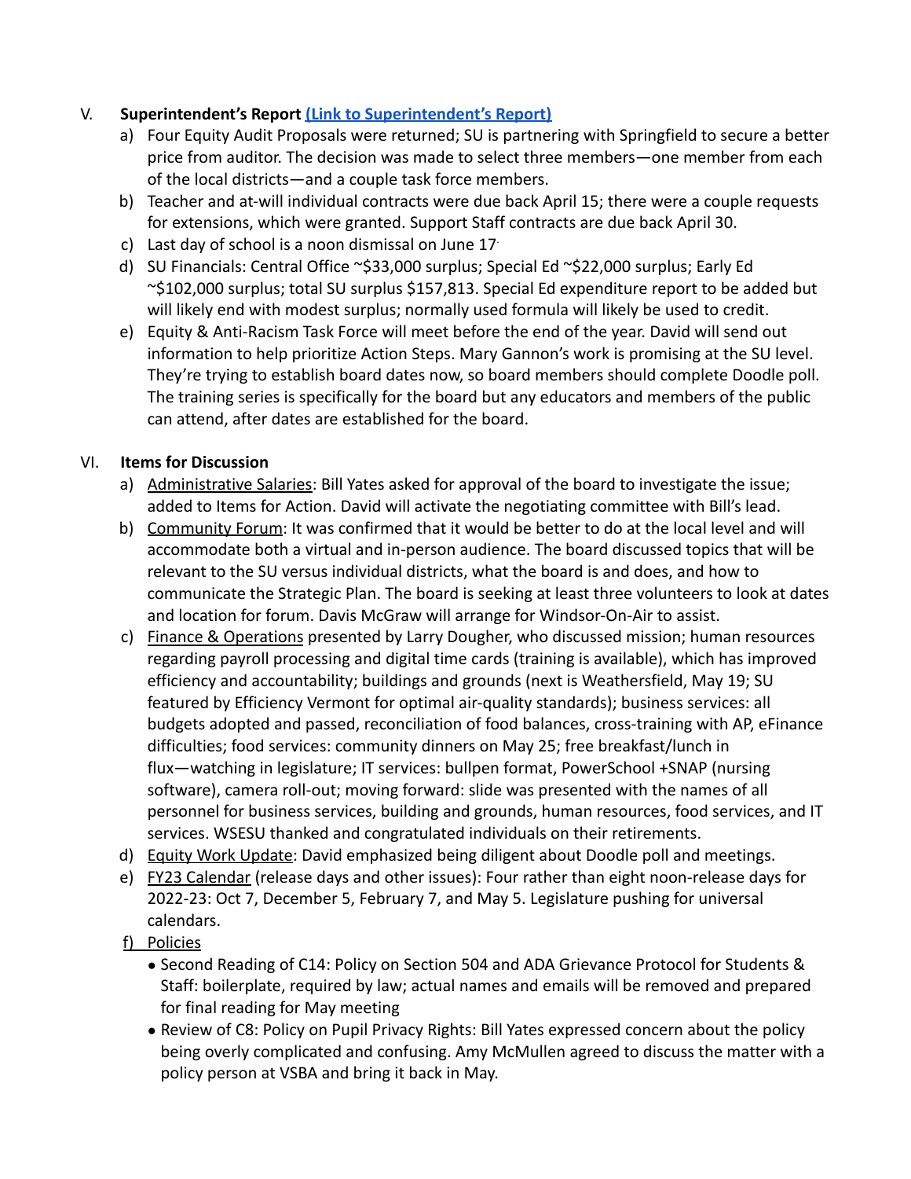V. **Superintendent's Report** [(Link to Superintendent's Report)]()

a) Four Equity Audit Proposals were returned; SU is partnering with Springfield to secure a better price from auditor. The decision was made to select three members—one member from each of the local districts—and a couple task force members.

b) Teacher and at-will individual contracts were due back April 15; there were a couple requests for extensions, which were granted. Support Staff contracts are due back April 30.

c) Last day of school is a noon dismissal on June 17.

d) SU Financials: Central Office ~$33,000 surplus; Special Ed ~$22,000 surplus; Early Ed ~$102,000 surplus; total SU surplus $157,813. Special Ed expenditure report to be added but will likely end with modest surplus; normally used formula will likely be used to credit.

e) Equity & Anti-Racism Task Force will meet before the end of the year. David will send out information to help prioritize Action Steps. Mary Gannon's work is promising at the SU level. They're trying to establish board dates now, so board members should complete Doodle poll. The training series is specifically for the board but any educators and members of the public can attend, after dates are established for the board.

VI. **Items for Discussion**

a) Administrative Salaries: Bill Yates asked for approval of the board to investigate the issue; added to Items for Action. David will activate the negotiating committee with Bill's lead.

b) Community Forum: It was confirmed that it would be better to do at the local level and will accommodate both a virtual and in-person audience. The board discussed topics that will be relevant to the SU versus individual districts, what the board is and does, and how to communicate the Strategic Plan. The board is seeking at least three volunteers to look at dates and location for forum. Davis McGraw will arrange for Windsor-On-Air to assist.

c) Finance & Operations presented by Larry Dougher, who discussed mission; human resources regarding payroll processing and digital time cards (training is available), which has improved efficiency and accountability; buildings and grounds (next is Weathersfield, May 19; SU featured by Efficiency Vermont for optimal air-quality standards); business services: all budgets adopted and passed, reconciliation of food balances, cross-training with AP, eFinance difficulties; food services: community dinners on May 25; free breakfast/lunch in flux—watching in legislature; IT services: bullpen format, PowerSchool +SNAP (nursing software), camera roll-out; moving forward: slide was presented with the names of all personnel for business services, building and grounds, human resources, food services, and IT services. WSESU thanked and congratulated individuals on their retirements.

d) Equity Work Update: David emphasized being diligent about Doodle poll and meetings.

e) FY23 Calendar (release days and other issues): Four rather than eight noon-release days for 2022-23: Oct 7, December 5, February 7, and May 5. Legislature pushing for universal calendars.

f) Policies

- Second Reading of C14: Policy on Section 504 and ADA Grievance Protocol for Students & Staff: boilerplate, required by law; actual names and emails will be removed and prepared for final reading for May meeting
- Review of C8: Policy on Pupil Privacy Rights: Bill Yates expressed concern about the policy being overly complicated and confusing. Amy McMullen agreed to discuss the matter with a policy person at VSBA and bring it back in May.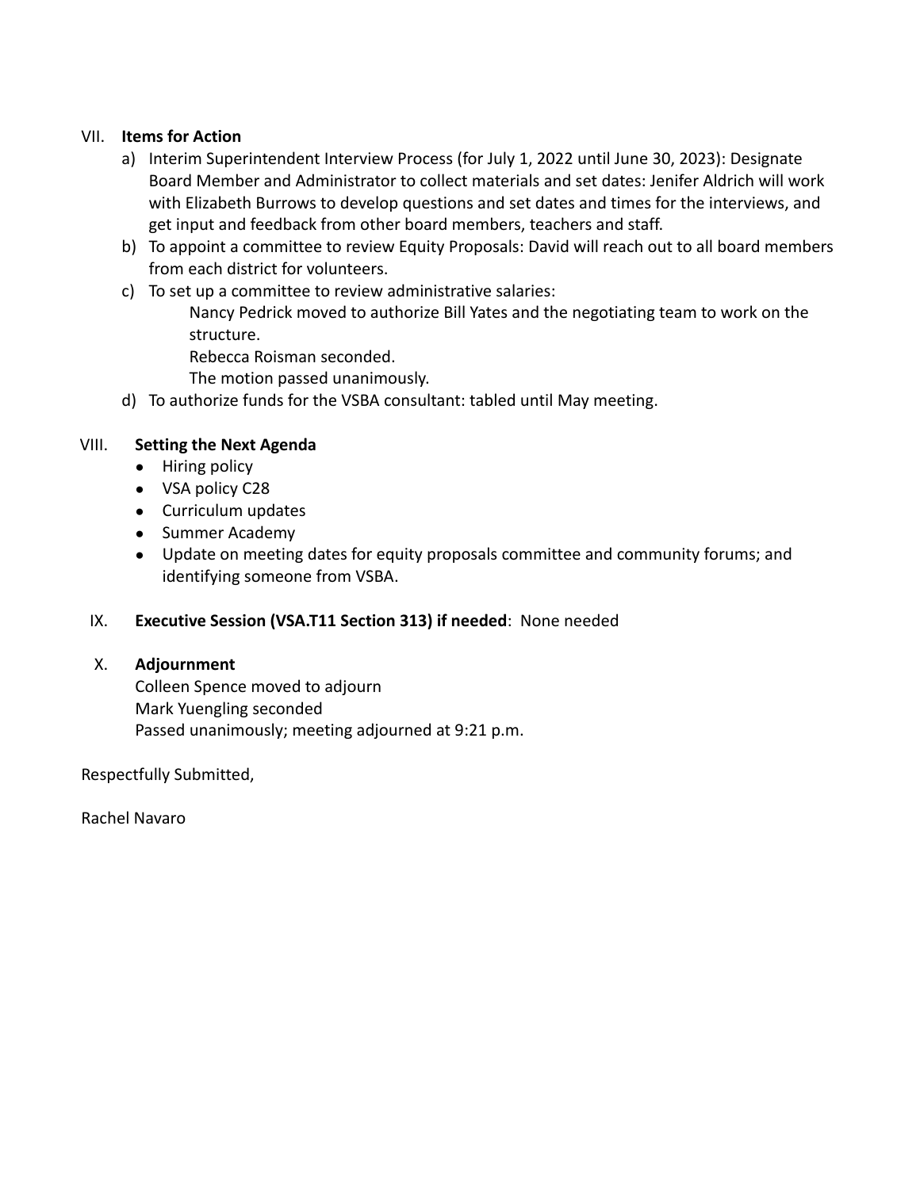VII. **Items for Action**

a) Interim Superintendent Interview Process (for July 1, 2022 until June 30, 2023): Designate Board Member and Administrator to collect materials and set dates: Jenifer Aldrich will work with Elizabeth Burrows to develop questions and set dates and times for the interviews, and get input and feedback from other board members, teachers and staff.

b) To appoint a committee to review Equity Proposals: David will reach out to all board members from each district for volunteers.

c) To set up a committee to review administrative salaries:

   Nancy Pedrick moved to authorize Bill Yates and the negotiating team to work on the structure.
   Rebecca Roisman seconded.
   The motion passed unanimously.

d) To authorize funds for the VSBA consultant: tabled until May meeting.

VIII. **Setting the Next Agenda**

- Hiring policy
- VSA policy C28
- Curriculum updates
- Summer Academy
- Update on meeting dates for equity proposals committee and community forums; and identifying someone from VSBA.

IX. **Executive Session (VSA.T11 Section 313) if needed**: None needed

X. **Adjournment**

Colleen Spence moved to adjourn
Mark Yuengling seconded
Passed unanimously; meeting adjourned at 9:21 p.m.

Respectfully Submitted,

Rachel Navaro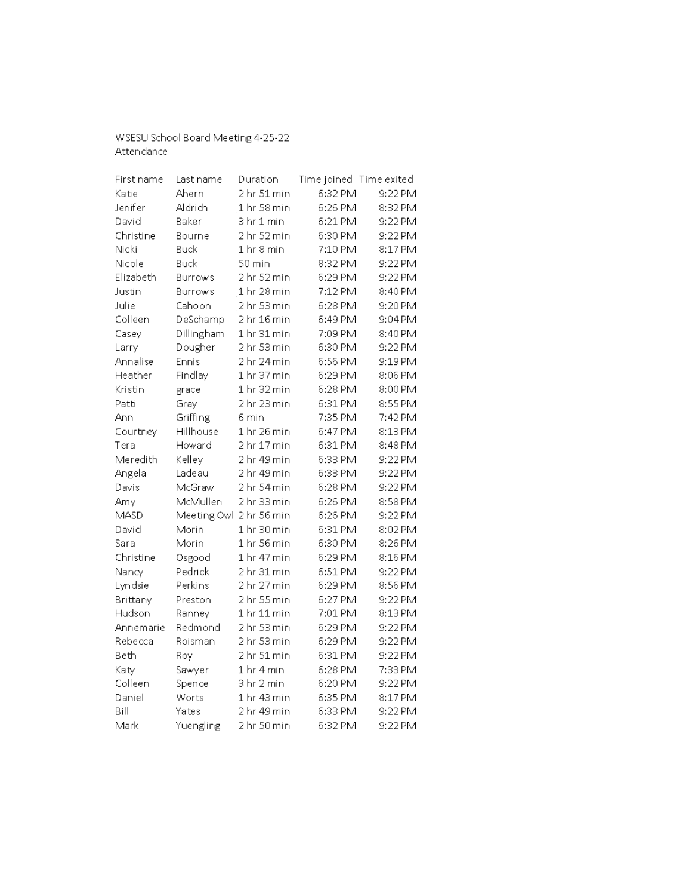WSESU School Board Meeting 4-25-22
Attendance

| First name | Last name | Duration | Time joined | Time exited |
|---|---|---|---|---|
| Katie | Ahern | 2 hr 51 min | 6:32 PM | 9:22 PM |
| Jenifer | Aldrich | 1 hr 58 min | 6:26 PM | 8:32 PM |
| David | Baker | 3 hr 1 min | 6:21 PM | 9:22 PM |
| Christine | Bourne | 2 hr 52 min | 6:30 PM | 9:22 PM |
| Nicki | Buck | 1 hr 8 min | 7:10 PM | 8:17 PM |
| Nicole | Buck | 50 min | 8:32 PM | 9:22 PM |
| Elizabeth | Burrows | 2 hr 52 min | 6:29 PM | 9:22 PM |
| Justin | Burrows | 1 hr 28 min | 7:12 PM | 8:40 PM |
| Julie | Cahoon | 2 hr 53 min | 6:28 PM | 9:20 PM |
| Colleen | DeSchamp | 2 hr 16 min | 6:49 PM | 9:04 PM |
| Casey | Dillingham | 1 hr 31 min | 7:09 PM | 8:40 PM |
| Larry | Dougher | 2 hr 53 min | 6:30 PM | 9:22 PM |
| Annalise | Ennis | 2 hr 24 min | 6:56 PM | 9:19 PM |
| Heather | Findlay | 1 hr 37 min | 6:29 PM | 8:06 PM |
| Kristin | grace | 1 hr 32 min | 6:28 PM | 8:00 PM |
| Patti | Gray | 2 hr 23 min | 6:31 PM | 8:55 PM |
| Ann | Griffing | 6 min | 7:35 PM | 7:42 PM |
| Courtney | Hillhouse | 1 hr 26 min | 6:47 PM | 8:13 PM |
| Tera | Howard | 2 hr 17 min | 6:31 PM | 8:48 PM |
| Meredith | Kelley | 2 hr 49 min | 6:33 PM | 9:22 PM |
| Angela | Ladeau | 2 hr 49 min | 6:33 PM | 9:22 PM |
| Davis | McGraw | 2 hr 54 min | 6:28 PM | 9:22 PM |
| Amy | McMullen | 2 hr 33 min | 6:26 PM | 8:58 PM |
| MASD | Meeting Owl | 2 hr 56 min | 6:26 PM | 9:22 PM |
| David | Morin | 1 hr 30 min | 6:31 PM | 8:02 PM |
| Sara | Morin | 1 hr 56 min | 6:30 PM | 8:26 PM |
| Christine | Osgood | 1 hr 47 min | 6:29 PM | 8:16 PM |
| Nancy | Pedrick | 2 hr 31 min | 6:51 PM | 9:22 PM |
| Lyndsie | Perkins | 2 hr 27 min | 6:29 PM | 8:56 PM |
| Brittany | Preston | 2 hr 55 min | 6:27 PM | 9:22 PM |
| Hudson | Ranney | 1 hr 11 min | 7:01 PM | 8:13 PM |
| Annemarie | Redmond | 2 hr 53 min | 6:29 PM | 9:22 PM |
| Rebecca | Roisman | 2 hr 53 min | 6:29 PM | 9:22 PM |
| Beth | Roy | 2 hr 51 min | 6:31 PM | 9:22 PM |
| Katy | Sawyer | 1 hr 4 min | 6:28 PM | 7:33 PM |
| Colleen | Spence | 3 hr 2 min | 6:20 PM | 9:22 PM |
| Daniel | Worts | 1 hr 43 min | 6:35 PM | 8:17 PM |
| Bill | Yates | 2 hr 49 min | 6:33 PM | 9:22 PM |
| Mark | Yuengling | 2 hr 50 min | 6:32 PM | 9:22 PM |